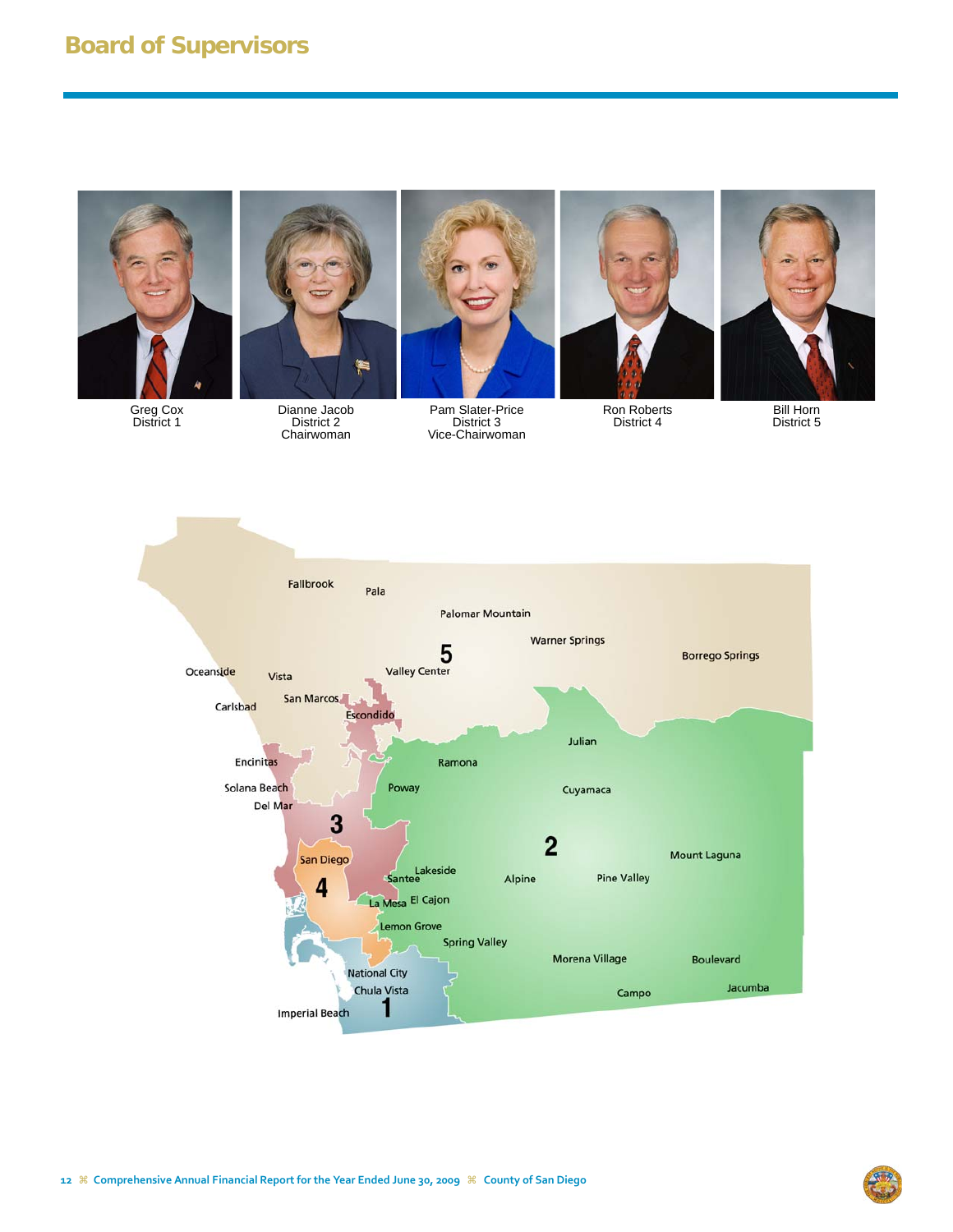# Board of Supervisors

Greg Cox
District 1

Dianne Jacob
District 2
Chairwoman

Pam Slater-Price
District 3
Vice-Chairwoman

Ron Roberts
District 4

Bill Horn
District 5

Fallbrook
Pala
Palomar Mountain
Warner Springs
Borrego Springs
5
Oceanside
Vista
Valley Center
Carlsbad
San Marcos
Escondido
Julian
Encinitas
Ramona
Solana Beach
Poway
Cuyamaca
Del Mar
3
2
Mount Laguna
San Diego
Lakeside
Santee
Alpine
Pine Valley
4
La Mesa
El Cajon
Lemon Grove
Spring Valley
Morena Village
Boulevard
National City
Chula Vista
Campo
Jacumba
Imperial Beach
1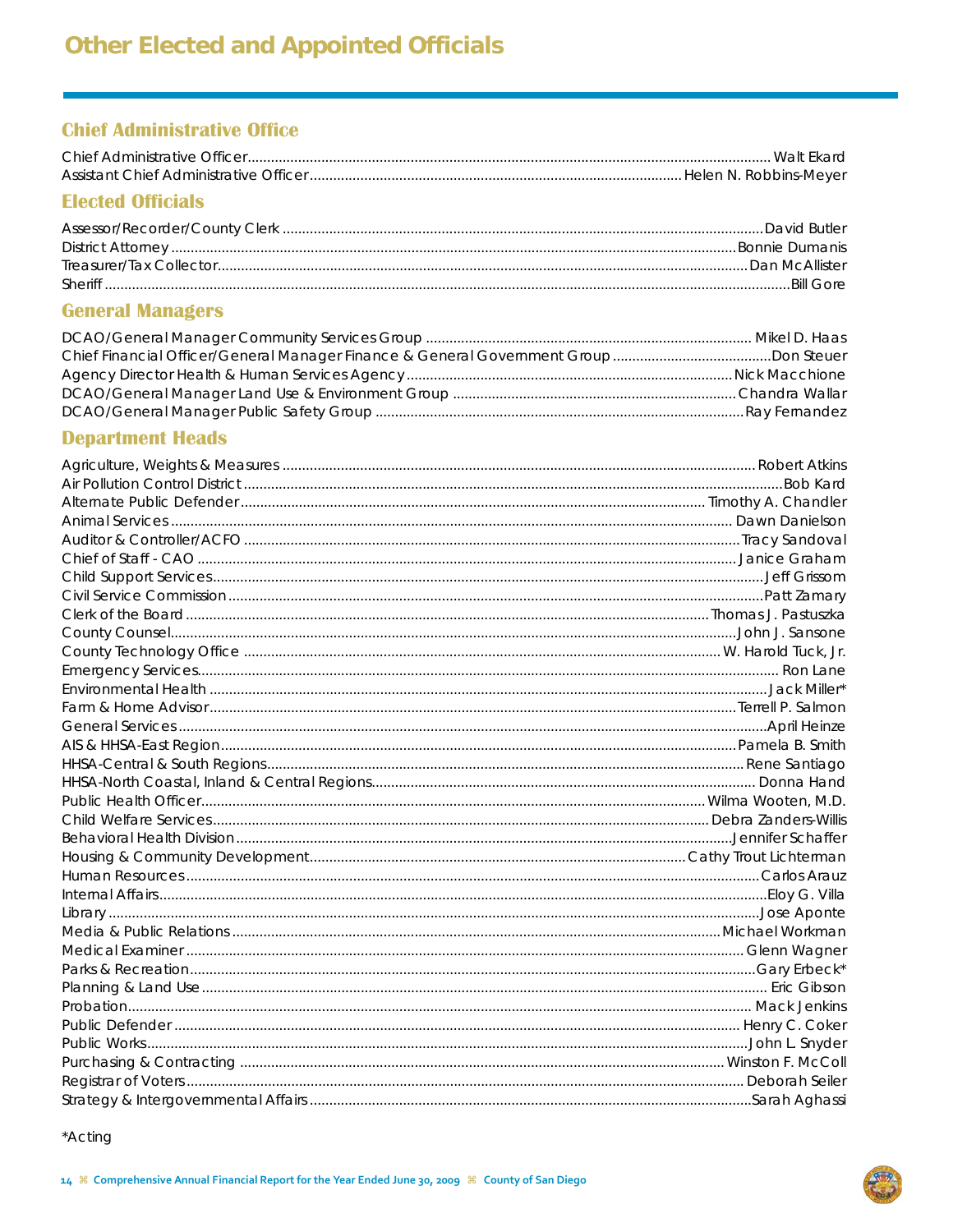# Other Elected and Appointed Officials

## Chief Administrative Office

| | |
|---|---|
| Chief Administrative Officer | Walt Ekard |
| Assistant Chief Administrative Officer | Helen N. Robbins-Meyer |

## Elected Officials

| | |
|---|---|
| Assessor/Recorder/County Clerk | David Butler |
| District Attorney | Bonnie Dumanis |
| Treasurer/Tax Collector | Dan McAllister |
| Sheriff | Bill Gore |

## General Managers

| | |
|---|---|
| DCAO/General Manager Community Services Group | Mikel D. Haas |
| Chief Financial Officer/General Manager Finance & General Government Group | Don Steuer |
| Agency Director Health & Human Services Agency | Nick Macchione |
| DCAO/General Manager Land Use & Environment Group | Chandra Wallar |
| DCAO/General Manager Public Safety Group | Ray Fernandez |

## Department Heads

| | |
|---|---|
| Agriculture, Weights & Measures | Robert Atkins |
| Air Pollution Control District | Bob Kard |
| Alternate Public Defender | Timothy A. Chandler |
| Animal Services | Dawn Danielson |
| Auditor & Controller/ACFO | Tracy Sandoval |
| Chief of Staff - CAO | Janice Graham |
| Child Support Services | Jeff Grissom |
| Civil Service Commission | Patt Zamary |
| Clerk of the Board | Thomas J. Pastuszka |
| County Counsel | John J. Sansone |
| County Technology Office | W. Harold Tuck, Jr. |
| Emergency Services | Ron Lane |
| Environmental Health | Jack Miller* |
| Farm & Home Advisor | Terrell P. Salmon |
| General Services | April Heinze |
| AIS & HHSA-East Region | Pamela B. Smith |
| HHSA-Central & South Regions | Rene Santiago |
| HHSA-North Coastal, Inland & Central Regions | Donna Hand |
| Public Health Officer | Wilma Wooten, M.D. |
| Child Welfare Services | Debra Zanders-Willis |
| Behavioral Health Division | Jennifer Schaffer |
| Housing & Community Development | Cathy Trout Lichterman |
| Human Resources | Carlos Arauz |
| Internal Affairs | Eloy G. Villa |
| Library | Jose Aponte |
| Media & Public Relations | Michael Workman |
| Medical Examiner | Glenn Wagner |
| Parks & Recreation | Gary Erbeck* |
| Planning & Land Use | Eric Gibson |
| Probation | Mack Jenkins |
| Public Defender | Henry C. Coker |
| Public Works | John L. Snyder |
| Purchasing & Contracting | Winston F. McColl |
| Registrar of Voters | Deborah Seiler |
| Strategy & Intergovernmental Affairs | Sarah Aghassi |

*Acting